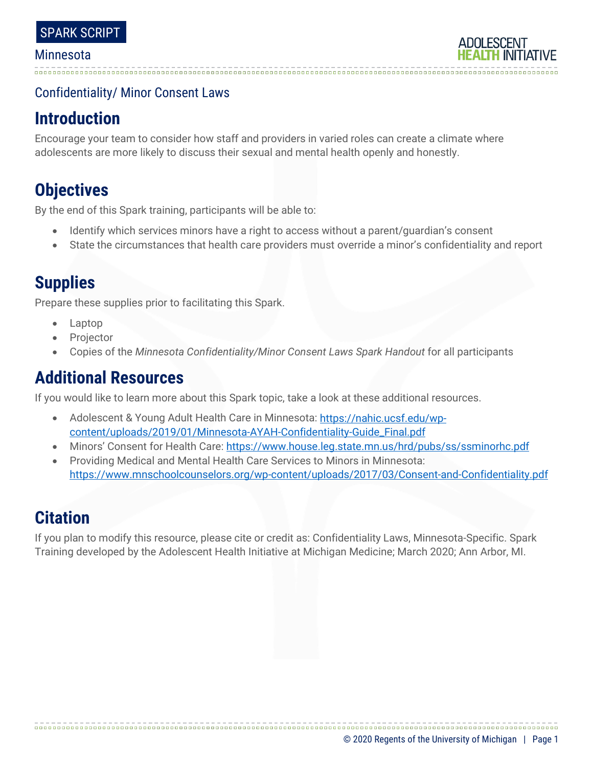SPARK SCRIPT

Minnesota

Confidentiality/ Minor Consent Laws

## Introduction

Encourage your team to consider how staff and providers in varied roles can create a climate where adolescents are more likely to discuss their sexual and mental health openly and honestly.

## Objectives

By the end of this Spark training, participants will be able to:

- Identify which services minors have a right to access without a parent/guardian's consent
- State the circumstances that health care providers must override a minor's confidentiality and report

## Supplies

Prepare these supplies prior to facilitating this Spark.

- Laptop
- Projector
- Copies of the *Minnesota Confidentiality/Minor Consent Laws Spark Handout* for all participants

## Additional Resources

If you would like to learn more about this Spark topic, take a look at these additional resources.

- Adolescent & Young Adult Health Care in Minnesota: https://nahic.ucsf.edu/wp-content/uploads/2019/01/Minnesota-AYAH-Confidentiality-Guide_Final.pdf
- Minors' Consent for Health Care: https://www.house.leg.state.mn.us/hrd/pubs/ss/ssminorhc.pdf
- Providing Medical and Mental Health Care Services to Minors in Minnesota: https://www.mnschoolcounselors.org/wp-content/uploads/2017/03/Consent-and-Confidentiality.pdf

## Citation

If you plan to modify this resource, please cite or credit as: Confidentiality Laws, Minnesota-Specific. Spark Training developed by the Adolescent Health Initiative at Michigan Medicine; March 2020; Ann Arbor, MI.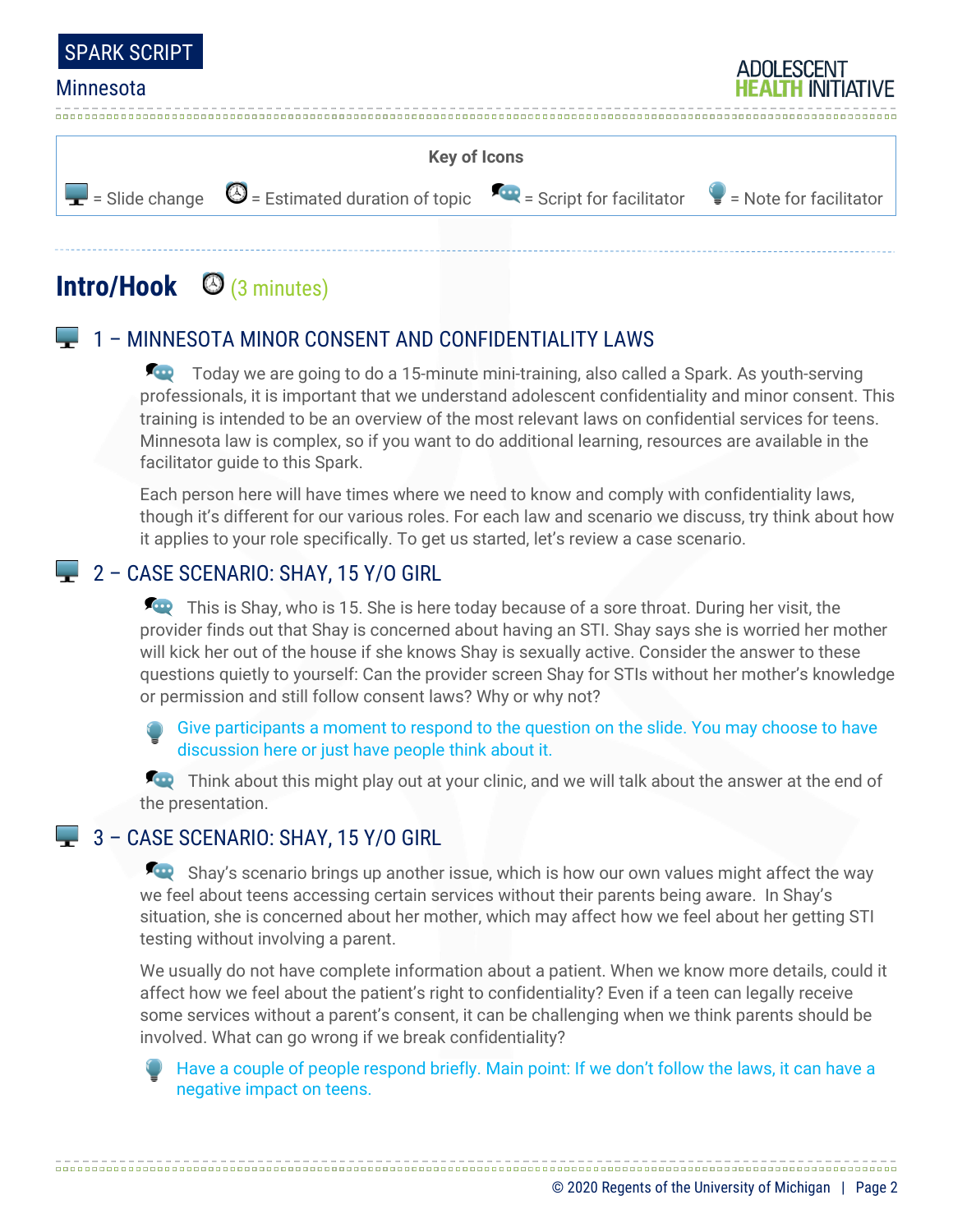**Key of Icons**

= Slide change = Estimated duration of topic = Script for facilitator = Note for facilitator

## Intro/Hook (3 minutes)

### 1 – MINNESOTA MINOR CONSENT AND CONFIDENTIALITY LAWS

Today we are going to do a 15-minute mini-training, also called a Spark. As youth-serving professionals, it is important that we understand adolescent confidentiality and minor consent. This training is intended to be an overview of the most relevant laws on confidential services for teens. Minnesota law is complex, so if you want to do additional learning, resources are available in the facilitator guide to this Spark.

Each person here will have times where we need to know and comply with confidentiality laws, though it's different for our various roles. For each law and scenario we discuss, try think about how it applies to your role specifically. To get us started, let's review a case scenario.

### 2 – CASE SCENARIO: SHAY, 15 Y/O GIRL

This is Shay, who is 15. She is here today because of a sore throat. During her visit, the provider finds out that Shay is concerned about having an STI. Shay says she is worried her mother will kick her out of the house if she knows Shay is sexually active. Consider the answer to these questions quietly to yourself: Can the provider screen Shay for STIs without her mother's knowledge or permission and still follow consent laws? Why or why not?

Give participants a moment to respond to the question on the slide. You may choose to have discussion here or just have people think about it.

Think about this might play out at your clinic, and we will talk about the answer at the end of the presentation.

### 3 – CASE SCENARIO: SHAY, 15 Y/O GIRL

Shay's scenario brings up another issue, which is how our own values might affect the way we feel about teens accessing certain services without their parents being aware. In Shay's situation, she is concerned about her mother, which may affect how we feel about her getting STI testing without involving a parent.

We usually do not have complete information about a patient. When we know more details, could it affect how we feel about the patient's right to confidentiality? Even if a teen can legally receive some services without a parent's consent, it can be challenging when we think parents should be involved. What can go wrong if we break confidentiality?

Have a couple of people respond briefly. Main point: If we don't follow the laws, it can have a negative impact on teens.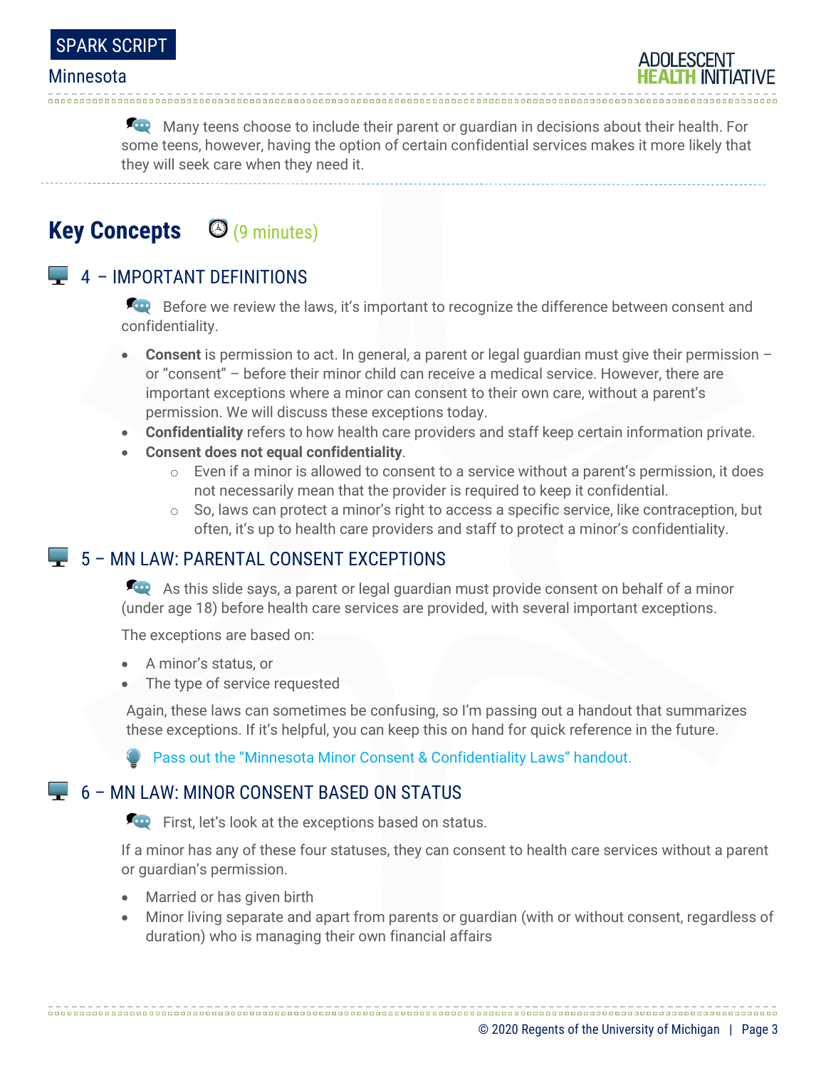Many teens choose to include their parent or guardian in decisions about their health. For some teens, however, having the option of certain confidential services makes it more likely that they will seek care when they need it.

## Key Concepts (9 minutes)

### 4 – IMPORTANT DEFINITIONS

Before we review the laws, it's important to recognize the difference between consent and confidentiality.

- **Consent** is permission to act. In general, a parent or legal guardian must give their permission – or "consent" – before their minor child can receive a medical service. However, there are important exceptions where a minor can consent to their own care, without a parent's permission. We will discuss these exceptions today.
- **Confidentiality** refers to how health care providers and staff keep certain information private.
- **Consent does not equal confidentiality**.
  - Even if a minor is allowed to consent to a service without a parent's permission, it does not necessarily mean that the provider is required to keep it confidential.
  - So, laws can protect a minor's right to access a specific service, like contraception, but often, it's up to health care providers and staff to protect a minor's confidentiality.

### 5 – MN LAW: PARENTAL CONSENT EXCEPTIONS

As this slide says, a parent or legal guardian must provide consent on behalf of a minor (under age 18) before health care services are provided, with several important exceptions.

The exceptions are based on:

- A minor's status, or
- The type of service requested

Again, these laws can sometimes be confusing, so I'm passing out a handout that summarizes these exceptions. If it's helpful, you can keep this on hand for quick reference in the future.

Pass out the "Minnesota Minor Consent & Confidentiality Laws" handout.

### 6 – MN LAW: MINOR CONSENT BASED ON STATUS

First, let's look at the exceptions based on status.

If a minor has any of these four statuses, they can consent to health care services without a parent or guardian's permission.

- Married or has given birth
- Minor living separate and apart from parents or guardian (with or without consent, regardless of duration) who is managing their own financial affairs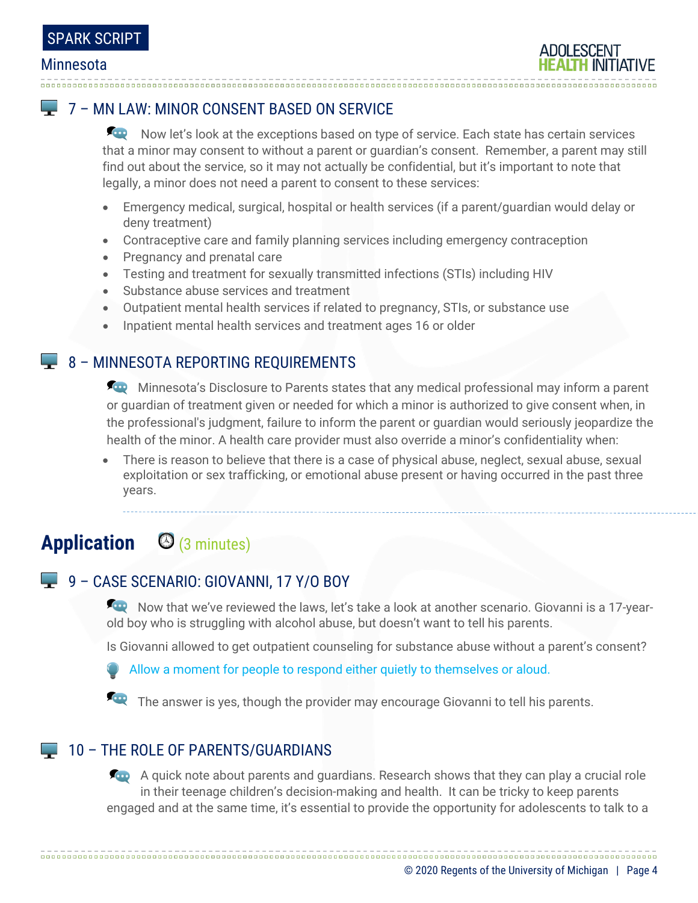### 7 – MN LAW: MINOR CONSENT BASED ON SERVICE

Now let's look at the exceptions based on type of service. Each state has certain services that a minor may consent to without a parent or guardian's consent. Remember, a parent may still find out about the service, so it may not actually be confidential, but it's important to note that legally, a minor does not need a parent to consent to these services:

- Emergency medical, surgical, hospital or health services (if a parent/guardian would delay or deny treatment)
- Contraceptive care and family planning services including emergency contraception
- Pregnancy and prenatal care
- Testing and treatment for sexually transmitted infections (STIs) including HIV
- Substance abuse services and treatment
- Outpatient mental health services if related to pregnancy, STIs, or substance use
- Inpatient mental health services and treatment ages 16 or older

### 8 – MINNESOTA REPORTING REQUIREMENTS

Minnesota's Disclosure to Parents states that any medical professional may inform a parent or guardian of treatment given or needed for which a minor is authorized to give consent when, in the professional's judgment, failure to inform the parent or guardian would seriously jeopardize the health of the minor. A health care provider must also override a minor's confidentiality when:

- There is reason to believe that there is a case of physical abuse, neglect, sexual abuse, sexual exploitation or sex trafficking, or emotional abuse present or having occurred in the past three years.

## Application (3 minutes)

### 9 – CASE SCENARIO: GIOVANNI, 17 Y/O BOY

Now that we've reviewed the laws, let's take a look at another scenario. Giovanni is a 17-year-old boy who is struggling with alcohol abuse, but doesn't want to tell his parents.

Is Giovanni allowed to get outpatient counseling for substance abuse without a parent's consent?

Allow a moment for people to respond either quietly to themselves or aloud.

The answer is yes, though the provider may encourage Giovanni to tell his parents.

### 10 – THE ROLE OF PARENTS/GUARDIANS

A quick note about parents and guardians. Research shows that they can play a crucial role in their teenage children's decision-making and health. It can be tricky to keep parents engaged and at the same time, it's essential to provide the opportunity for adolescents to talk to a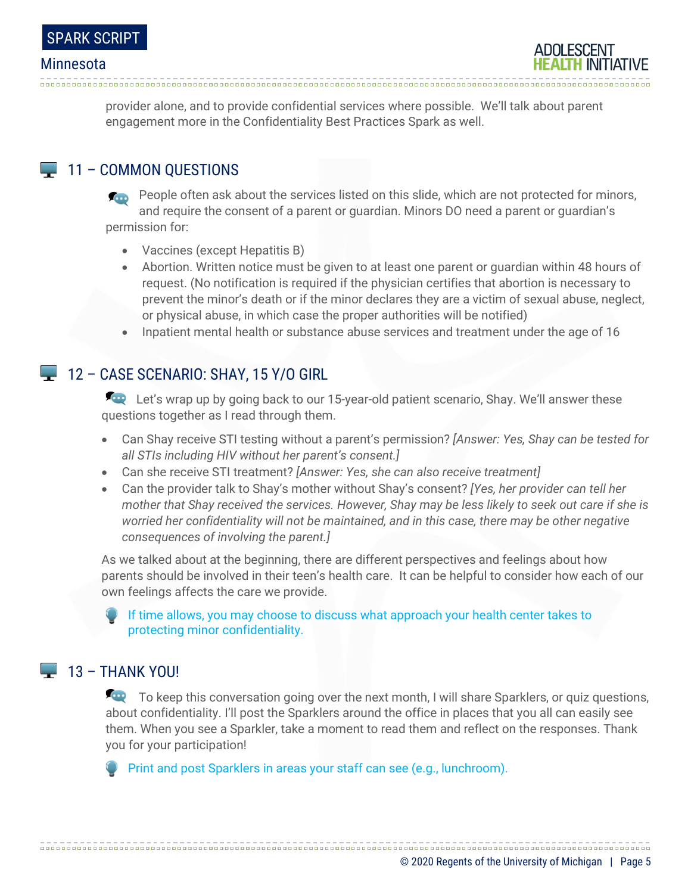provider alone, and to provide confidential services where possible. We'll talk about parent engagement more in the Confidentiality Best Practices Spark as well.

## 11 – COMMON QUESTIONS

People often ask about the services listed on this slide, which are not protected for minors, and require the consent of a parent or guardian. Minors DO need a parent or guardian's permission for:

- Vaccines (except Hepatitis B)
- Abortion. Written notice must be given to at least one parent or guardian within 48 hours of request. (No notification is required if the physician certifies that abortion is necessary to prevent the minor's death or if the minor declares they are a victim of sexual abuse, neglect, or physical abuse, in which case the proper authorities will be notified)
- Inpatient mental health or substance abuse services and treatment under the age of 16

## 12 – CASE SCENARIO: SHAY, 15 Y/O GIRL

Let's wrap up by going back to our 15-year-old patient scenario, Shay. We'll answer these questions together as I read through them.

- Can Shay receive STI testing without a parent's permission? *[Answer: Yes, Shay can be tested for all STIs including HIV without her parent's consent.]*
- Can she receive STI treatment? *[Answer: Yes, she can also receive treatment]*
- Can the provider talk to Shay's mother without Shay's consent? *[Yes, her provider can tell her mother that Shay received the services. However, Shay may be less likely to seek out care if she is worried her confidentiality will not be maintained, and in this case, there may be other negative consequences of involving the parent.]*

As we talked about at the beginning, there are different perspectives and feelings about how parents should be involved in their teen's health care. It can be helpful to consider how each of our own feelings affects the care we provide.

If time allows, you may choose to discuss what approach your health center takes to protecting minor confidentiality.

## 13 – THANK YOU!

To keep this conversation going over the next month, I will share Sparklers, or quiz questions, about confidentiality. I'll post the Sparklers around the office in places that you all can easily see them. When you see a Sparkler, take a moment to read them and reflect on the responses. Thank you for your participation!

Print and post Sparklers in areas your staff can see (e.g., lunchroom).